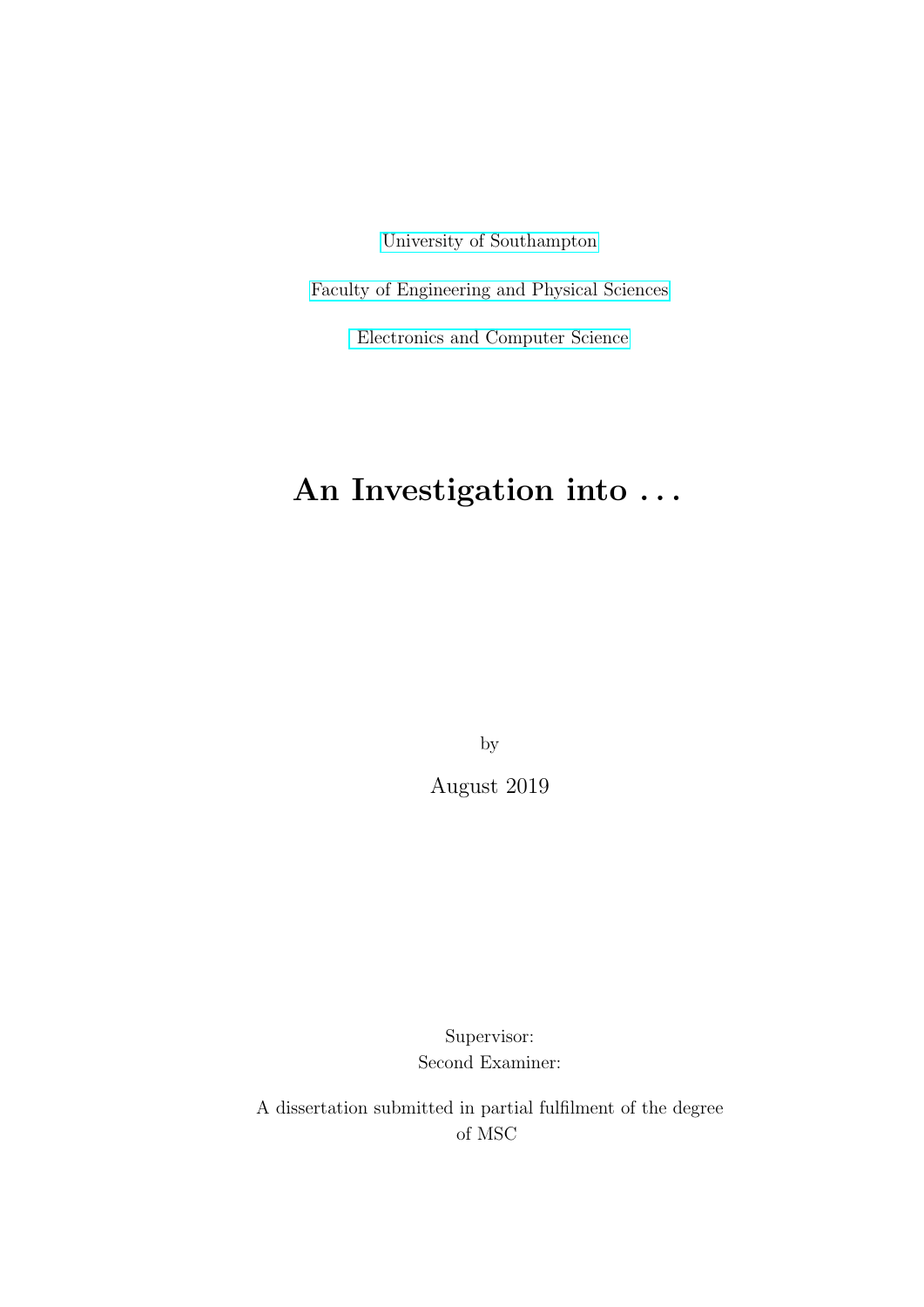University of Southampton

Faculty of Engineering and Physical Sciences

Electronics and Computer Science

# An Investigation into . . .

by

August 2019

Supervisor:
Second Examiner:

A dissertation submitted in partial fulfilment of the degree of MSC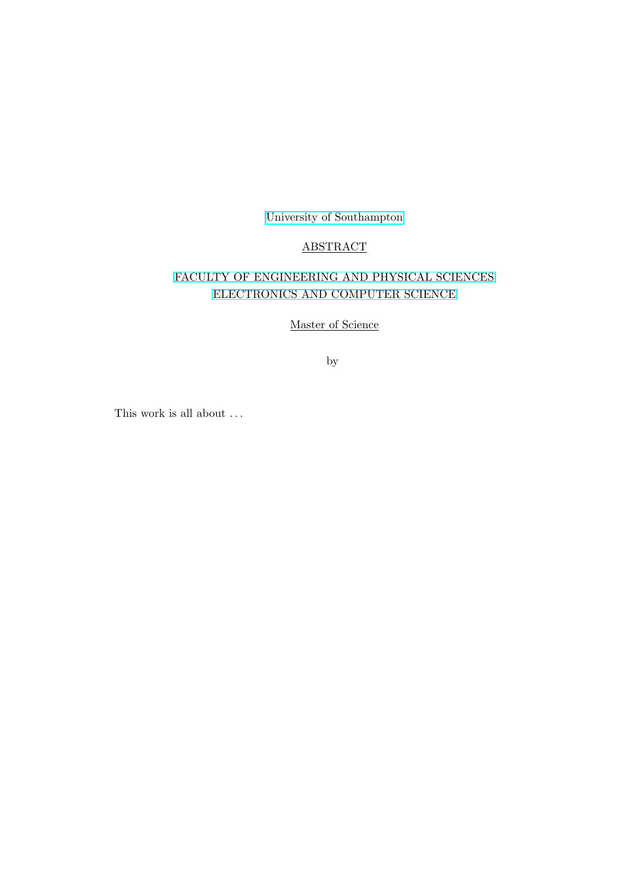University of Southampton

ABSTRACT

FACULTY OF ENGINEERING AND PHYSICAL SCIENCES
ELECTRONICS AND COMPUTER SCIENCE

Master of Science

by

This work is all about . . .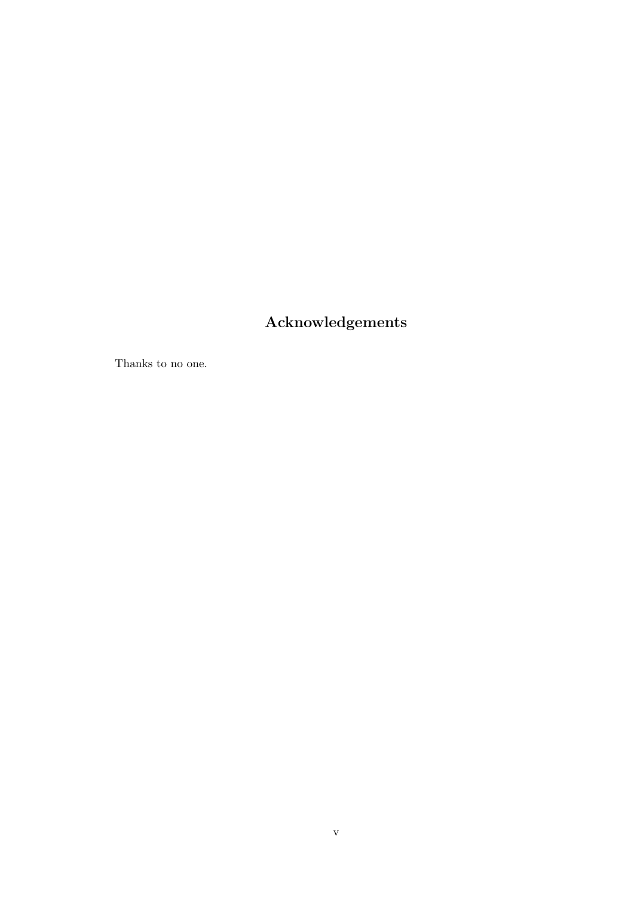# Acknowledgements

Thanks to no one.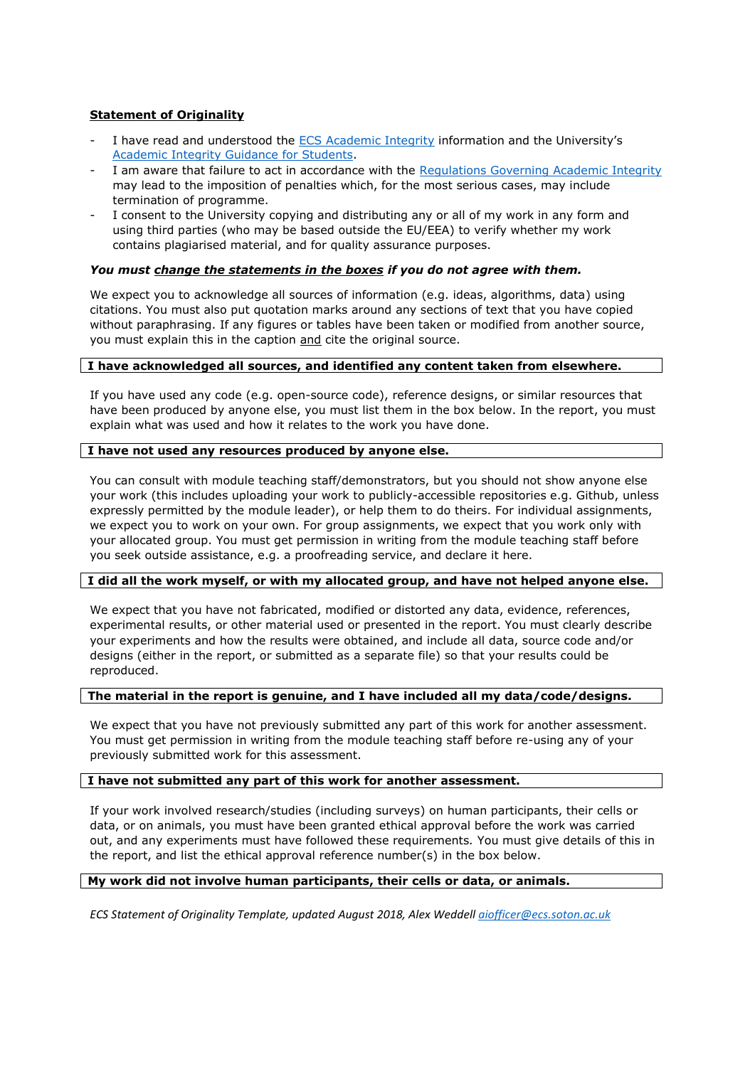**Statement of Originality**

- I have read and understood the ECS Academic Integrity information and the University's Academic Integrity Guidance for Students.
- I am aware that failure to act in accordance with the Regulations Governing Academic Integrity may lead to the imposition of penalties which, for the most serious cases, may include termination of programme.
- I consent to the University copying and distributing any or all of my work in any form and using third parties (who may be based outside the EU/EEA) to verify whether my work contains plagiarised material, and for quality assurance purposes.

***You must change the statements in the boxes if you do not agree with them.***

We expect you to acknowledge all sources of information (e.g. ideas, algorithms, data) using citations. You must also put quotation marks around any sections of text that you have copied without paraphrasing. If any figures or tables have been taken or modified from another source, you must explain this in the caption and cite the original source.

| **I have acknowledged all sources, and identified any content taken from elsewhere.** |
|---|

If you have used any code (e.g. open-source code), reference designs, or similar resources that have been produced by anyone else, you must list them in the box below. In the report, you must explain what was used and how it relates to the work you have done.

| **I have not used any resources produced by anyone else.** |
|---|

You can consult with module teaching staff/demonstrators, but you should not show anyone else your work (this includes uploading your work to publicly-accessible repositories e.g. Github, unless expressly permitted by the module leader), or help them to do theirs. For individual assignments, we expect you to work on your own. For group assignments, we expect that you work only with your allocated group. You must get permission in writing from the module teaching staff before you seek outside assistance, e.g. a proofreading service, and declare it here.

| **I did all the work myself, or with my allocated group, and have not helped anyone else.** |
|---|

We expect that you have not fabricated, modified or distorted any data, evidence, references, experimental results, or other material used or presented in the report. You must clearly describe your experiments and how the results were obtained, and include all data, source code and/or designs (either in the report, or submitted as a separate file) so that your results could be reproduced.

| **The material in the report is genuine, and I have included all my data/code/designs.** |
|---|

We expect that you have not previously submitted any part of this work for another assessment. You must get permission in writing from the module teaching staff before re-using any of your previously submitted work for this assessment.

| **I have not submitted any part of this work for another assessment.** |
|---|

If your work involved research/studies (including surveys) on human participants, their cells or data, or on animals, you must have been granted ethical approval before the work was carried out, and any experiments must have followed these requirements. You must give details of this in the report, and list the ethical approval reference number(s) in the box below.

| **My work did not involve human participants, their cells or data, or animals.** |
|---|

*ECS Statement of Originality Template, updated August 2018, Alex Weddell aiofficer@ecs.soton.ac.uk*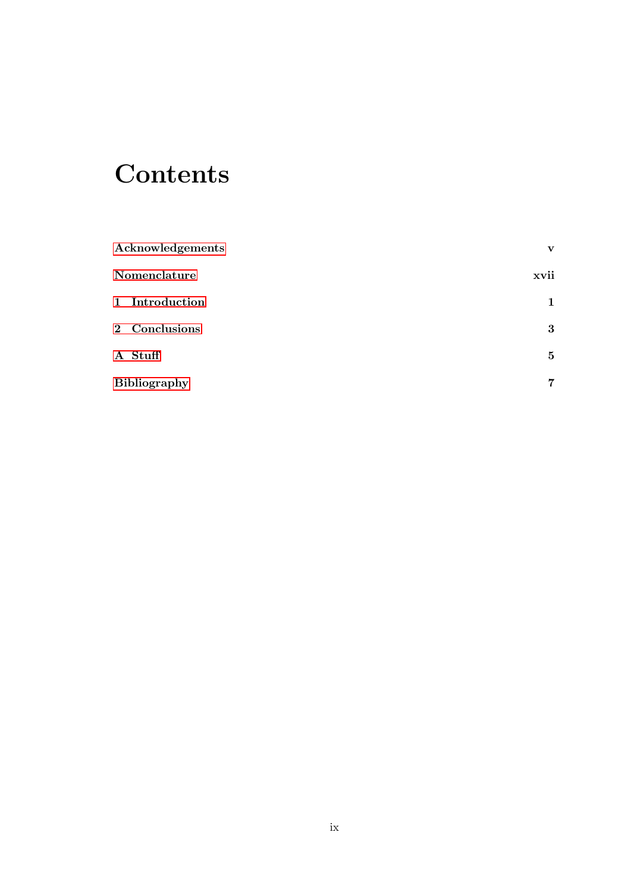# Contents

| | |
|---|---|
| **Acknowledgements** | **v** |
| **Nomenclature** | **xvii** |
| **1 Introduction** | **1** |
| **2 Conclusions** | **3** |
| **A Stuff** | **5** |
| **Bibliography** | **7** |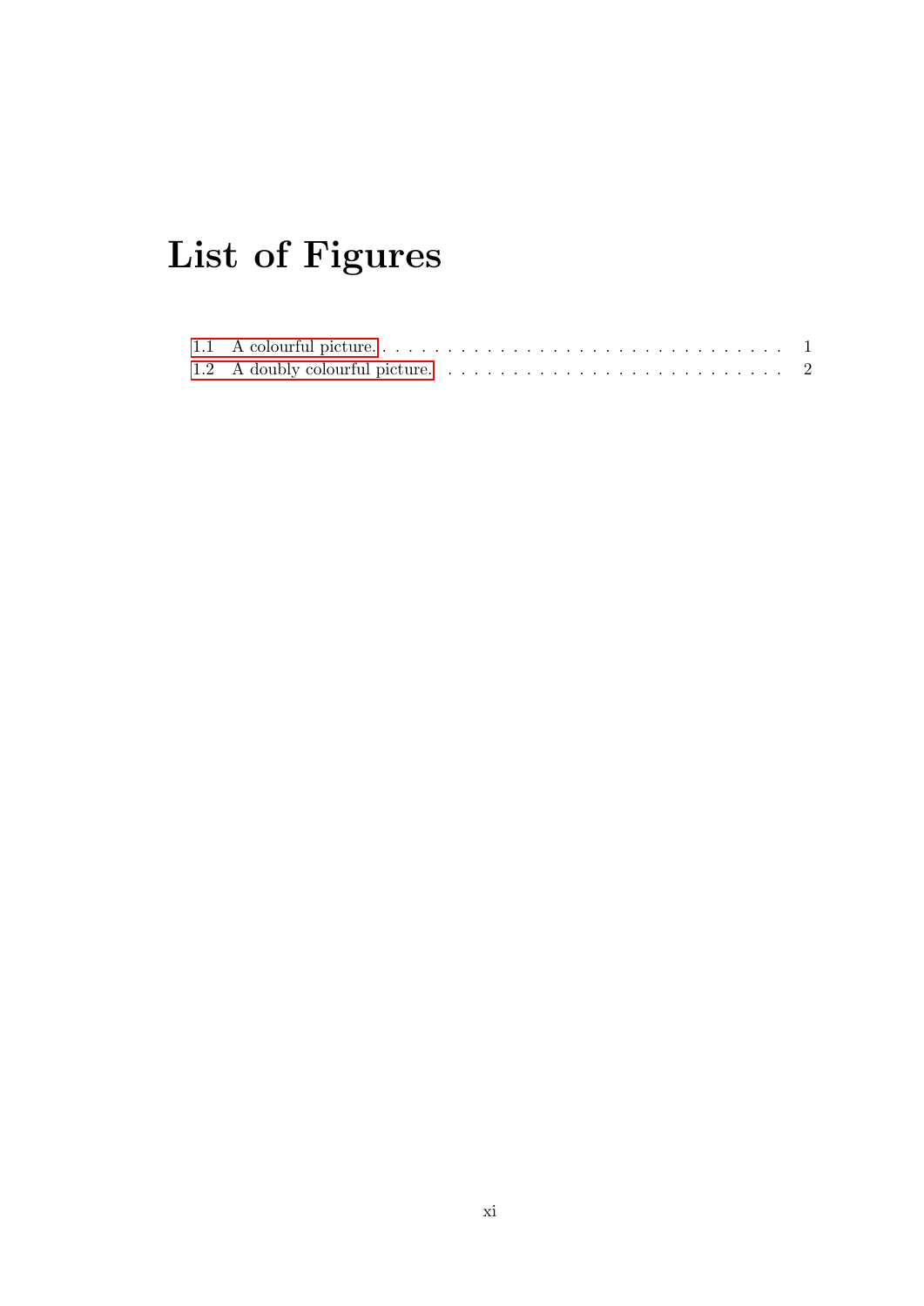# List of Figures

1.1 A colourful picture. . . . . . . . . . . . . . . . . . . . . . . . . . . . . . . . 1
1.2 A doubly colourful picture. . . . . . . . . . . . . . . . . . . . . . . . . . . 2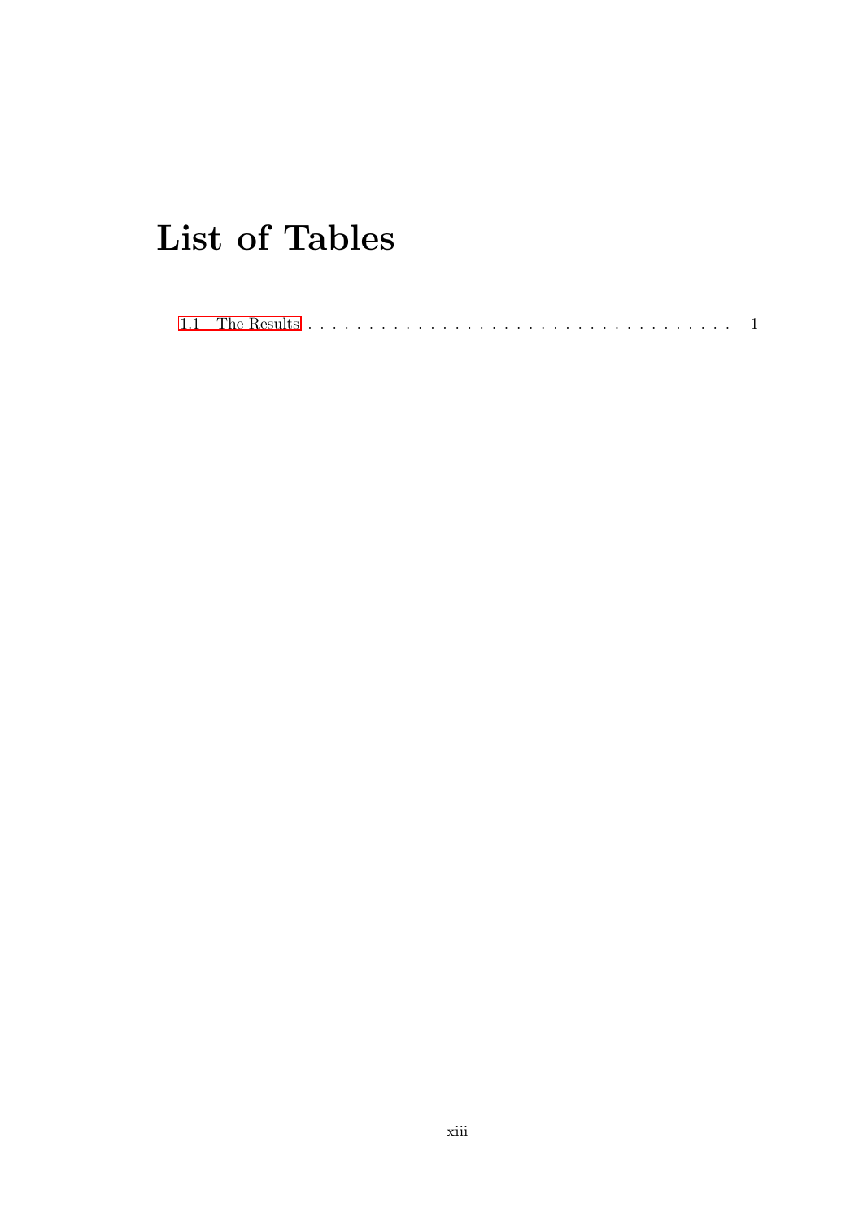# List of Tables

1.1 The Results . . . . . . . . . . . . . . . . . . . . . . . . . . . . . . . . . . . . 1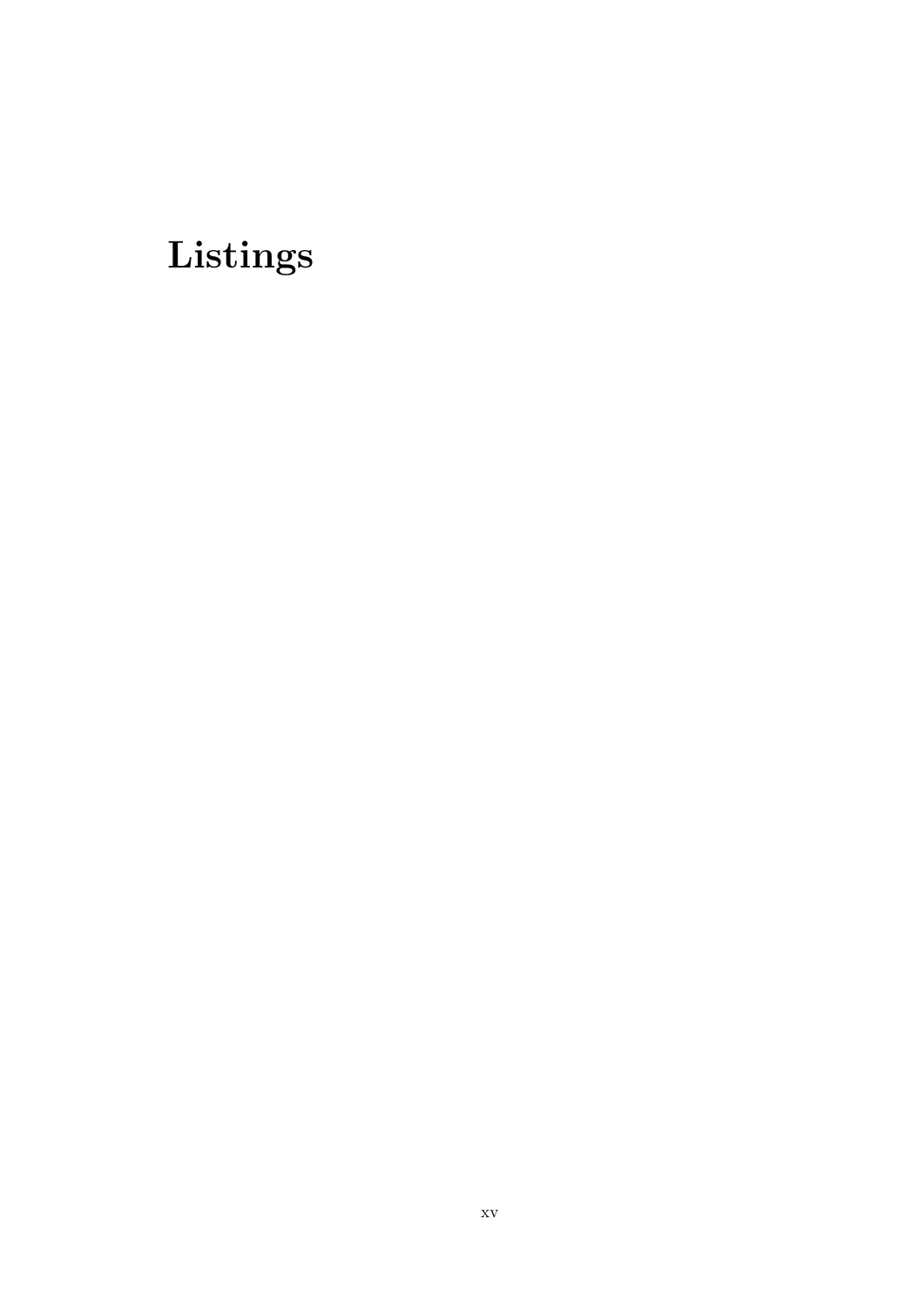# Listings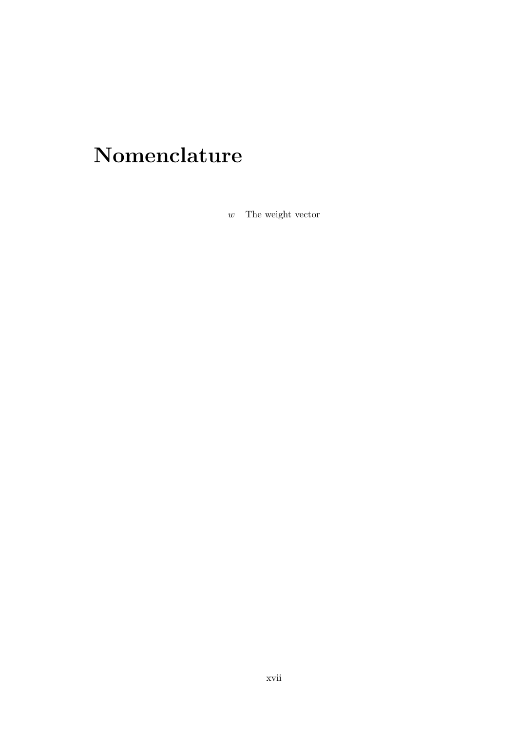# Nomenclature

$w$ The weight vector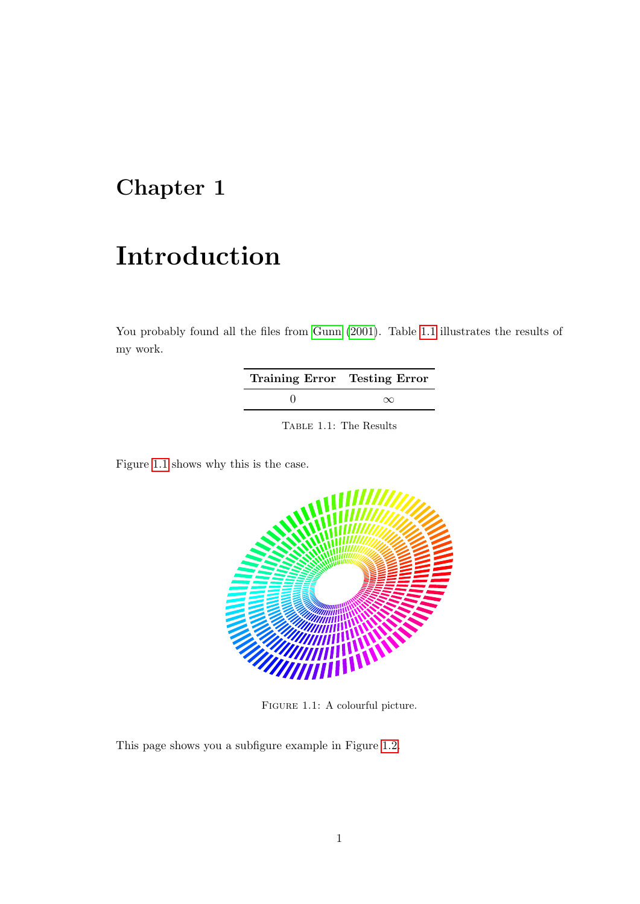# Chapter 1

# Introduction

You probably found all the files from Gunn (2001). Table 1.1 illustrates the results of my work.

| **Training Error** | **Testing Error** |
|---|---|
| 0 | $\infty$ |

Table 1.1: The Results

Figure 1.1 shows why this is the case.

Figure 1.1: A colourful picture.

This page shows you a subfigure example in Figure 1.2.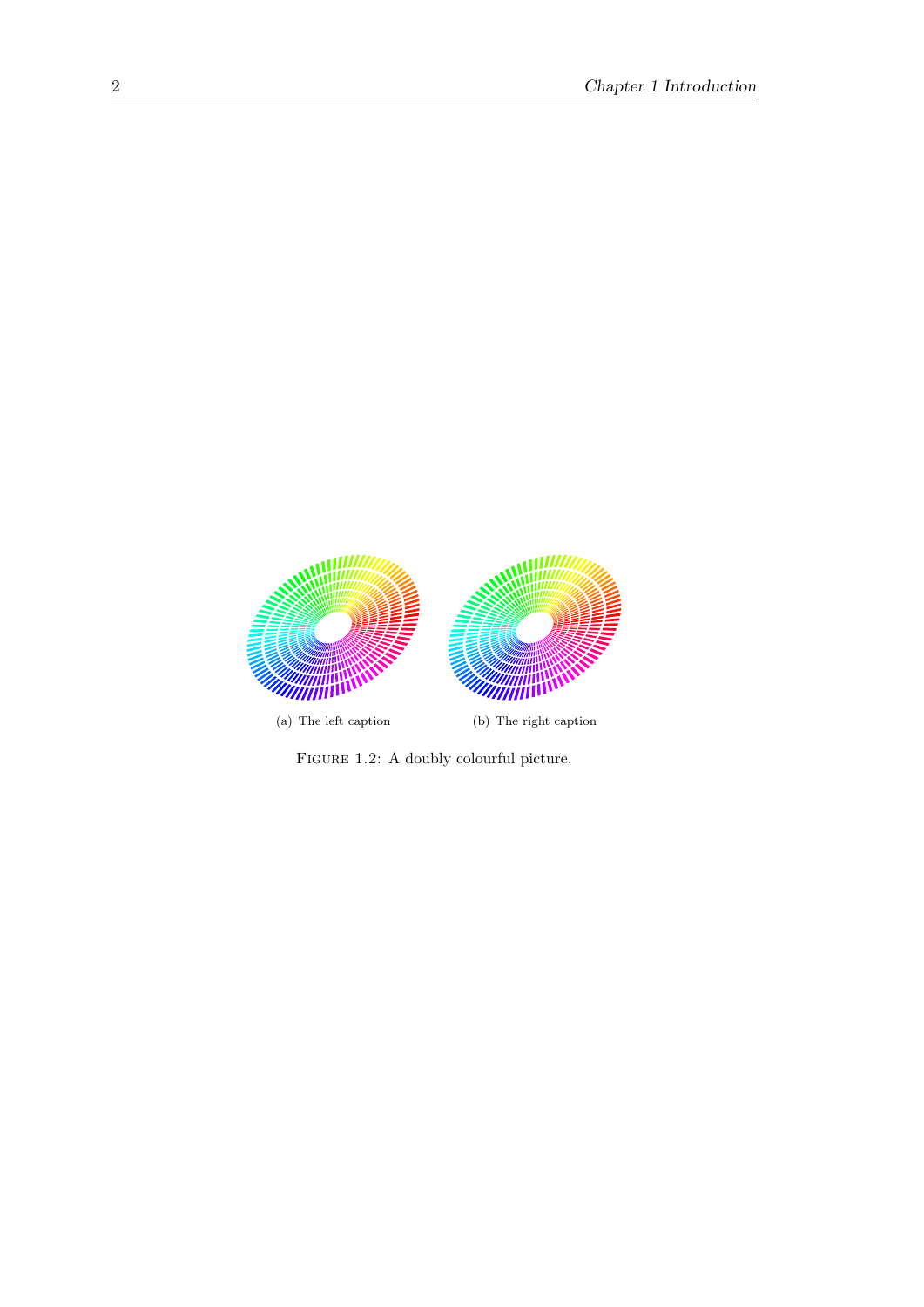(a) The left caption

(b) The right caption

Figure 1.2: A doubly colourful picture.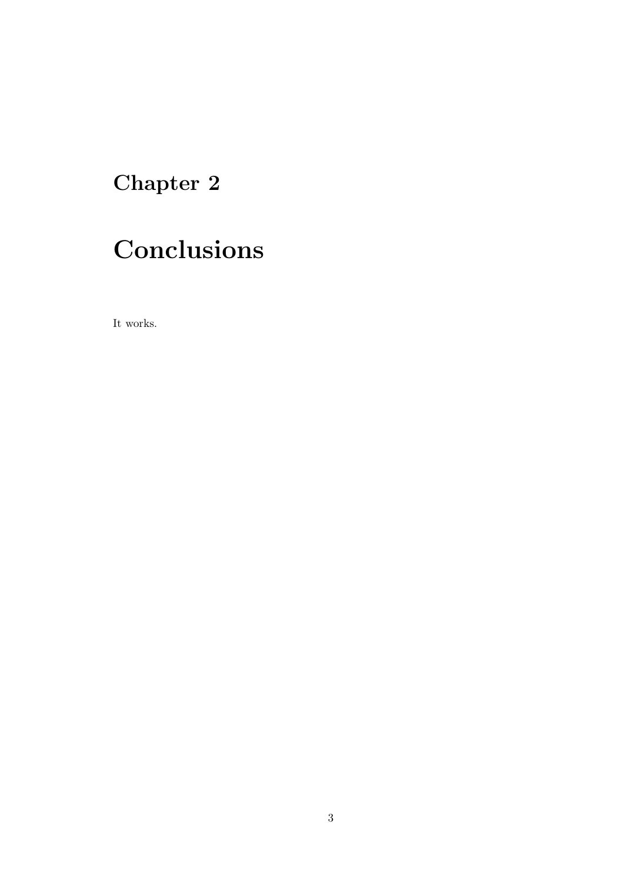# Chapter 2

# Conclusions

It works.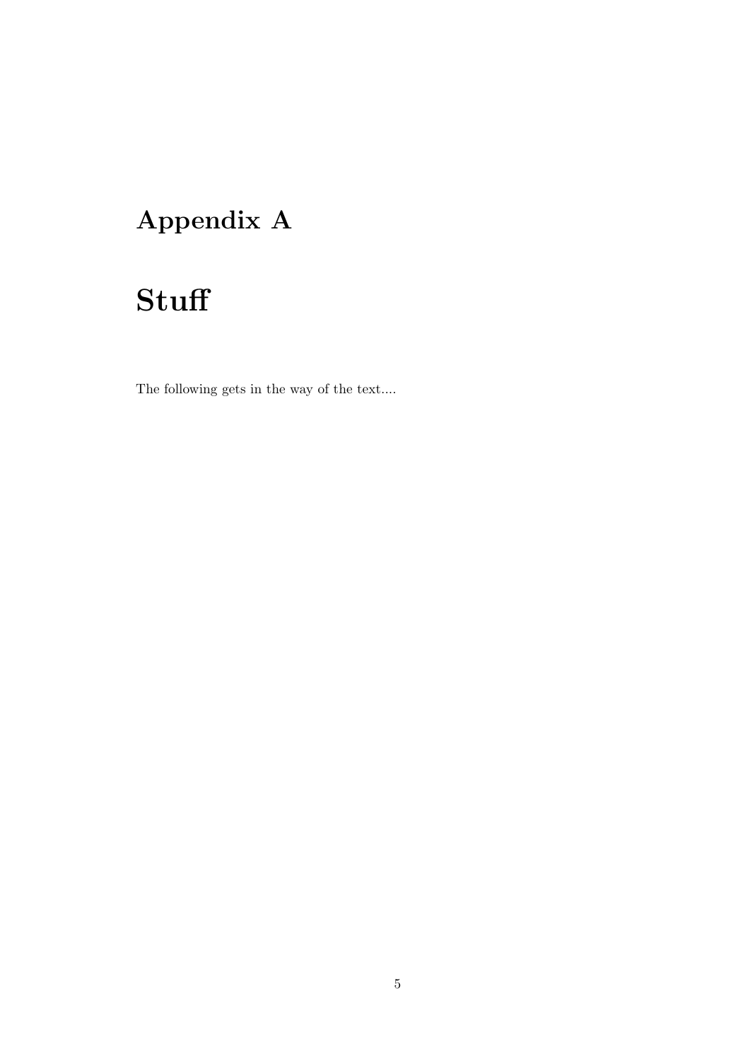# Appendix A

# Stuff

The following gets in the way of the text....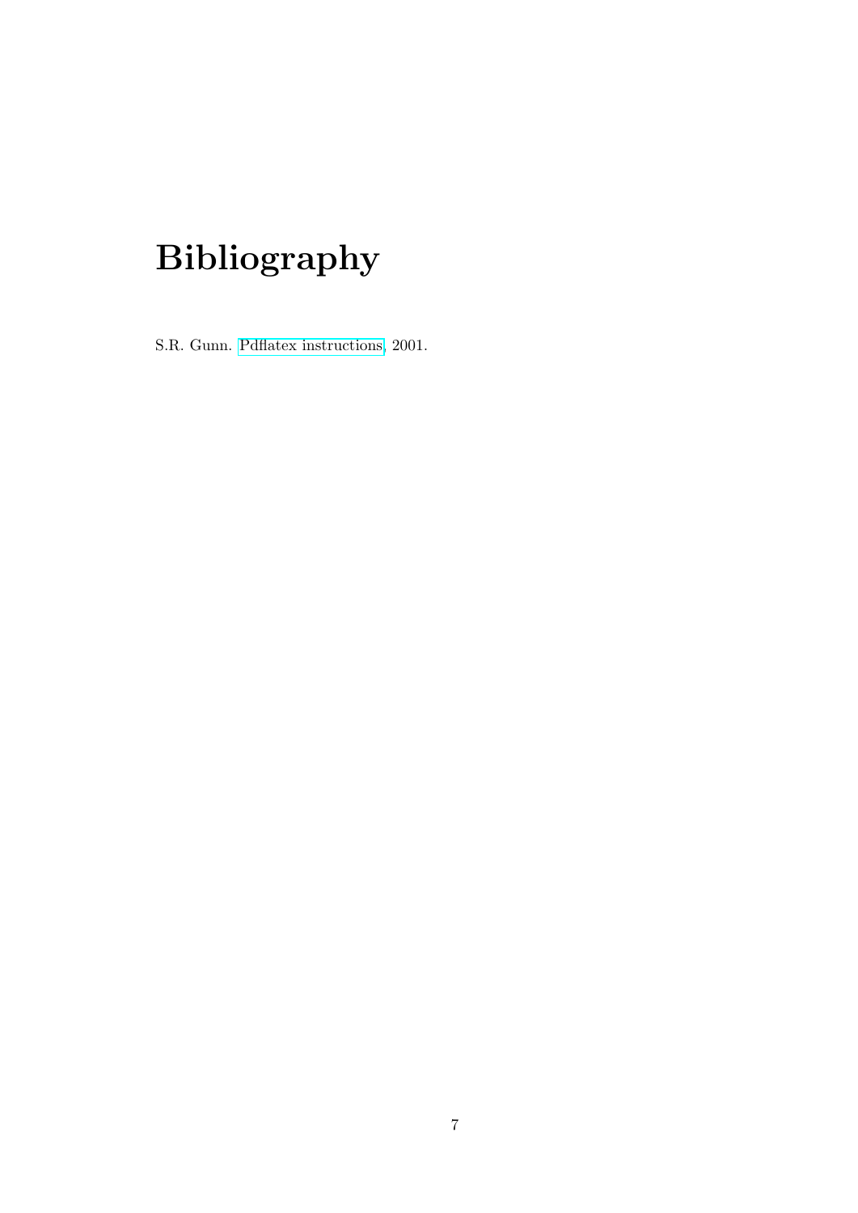# Bibliography

S.R. Gunn. Pdflatex instructions, 2001.